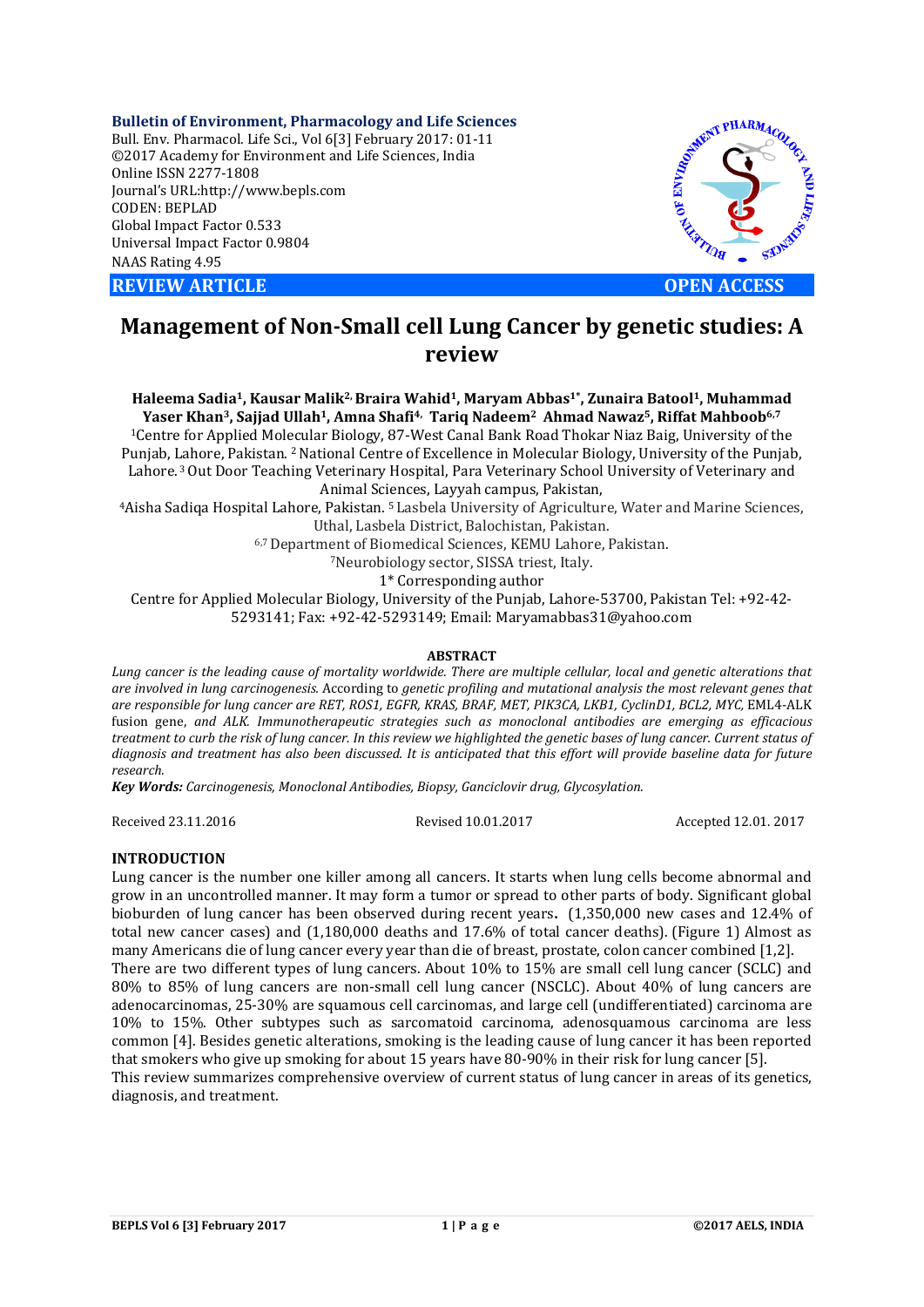**Bulletin of Environment, Pharmacology and Life Sciences**
Bull. Env. Pharmacol. Life Sci., Vol 6[3] February 2017: 01-11
©2017 Academy for Environment and Life Sciences, India
Online ISSN 2277-1808
Journal's URL:http://www.bepls.com
CODEN: BEPLAD
Global Impact Factor 0.533
Universal Impact Factor 0.9804
NAAS Rating 4.95

**REVIEW ARTICLE** **OPEN ACCESS**

# Management of Non-Small cell Lung Cancer by genetic studies: A review

**Haleema Sadia[1], Kausar Malik[2], Braira Wahid[1], Maryam Abbas[1*], Zunaira Batool[1], Muhammad Yaser Khan[3], Sajjad Ullah[1], Amna Shafi[4], Tariq Nadeem[2] Ahmad Nawaz[5], Riffat Mahboob[6,7]**

[1]Centre for Applied Molecular Biology, 87-West Canal Bank Road Thokar Niaz Baig, University of the Punjab, Lahore, Pakistan. [2] National Centre of Excellence in Molecular Biology, University of the Punjab, Lahore. [3] Out Door Teaching Veterinary Hospital, Para Veterinary School University of Veterinary and Animal Sciences, Layyah campus, Pakistan,

[4]Aisha Sadiqa Hospital Lahore, Pakistan. [5] Lasbela University of Agriculture, Water and Marine Sciences, Uthal, Lasbela District, Balochistan, Pakistan.

[6,7] Department of Biomedical Sciences, KEMU Lahore, Pakistan.

[7]Neurobiology sector, SISSA triest, Italy.

1* Corresponding author

Centre for Applied Molecular Biology, University of the Punjab, Lahore-53700, Pakistan Tel: +92-42-5293141; Fax: +92-42-5293149; Email: Maryamabbas31@yahoo.com

## ABSTRACT

*Lung cancer is the leading cause of mortality worldwide. There are multiple cellular, local and genetic alterations that are involved in lung carcinogenesis.* According to *genetic profiling and mutational analysis the most relevant genes that are responsible for lung cancer are RET, ROS1, EGFR, KRAS, BRAF, MET, PIK3CA, LKB1, CyclinD1, BCL2, MYC,* EML4-ALK fusion gene, *and ALK. Immunotherapeutic strategies such as monoclonal antibodies are emerging as efficacious treatment to curb the risk of lung cancer. In this review we highlighted the genetic bases of lung cancer. Current status of diagnosis and treatment has also been discussed. It is anticipated that this effort will provide baseline data for future research.*

***Key Words:*** *Carcinogenesis, Monoclonal Antibodies, Biopsy, Ganciclovir drug, Glycosylation.*

Received 23.11.2016 Revised 10.01.2017 Accepted 12.01. 2017

## INTRODUCTION

Lung cancer is the number one killer among all cancers. It starts when lung cells become abnormal and grow in an uncontrolled manner. It may form a tumor or spread to other parts of body. Significant global bioburden of lung cancer has been observed during recent years**.** (1,350,000 new cases and 12.4% of total new cancer cases) and (1,180,000 deaths and 17.6% of total cancer deaths). (Figure 1) Almost as many Americans die of lung cancer every year than die of breast, prostate, colon cancer combined [1,2].

There are two different types of lung cancers. About 10% to 15% are small cell lung cancer (SCLC) and 80% to 85% of lung cancers are non-small cell lung cancer (NSCLC). About 40% of lung cancers are adenocarcinomas, 25-30% are squamous cell carcinomas, and large cell (undifferentiated) carcinoma are 10% to 15%. Other subtypes such as sarcomatoid carcinoma, adenosquamous carcinoma are less common [4]. Besides genetic alterations, smoking is the leading cause of lung cancer it has been reported that smokers who give up smoking for about 15 years have 80-90% in their risk for lung cancer [5].

This review summarizes comprehensive overview of current status of lung cancer in areas of its genetics, diagnosis, and treatment.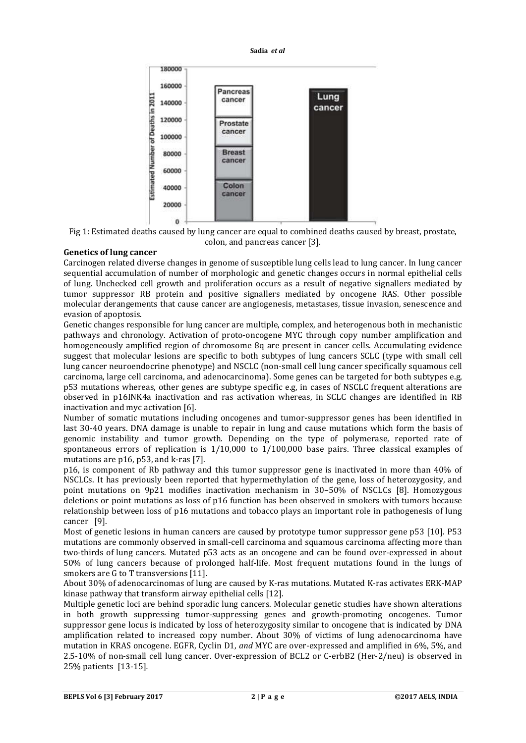Fig 1: Estimated deaths caused by lung cancer are equal to combined deaths caused by breast, prostate, colon, and pancreas cancer [3].

## Genetics of lung cancer

Carcinogen related diverse changes in genome of susceptible lung cells lead to lung cancer. In lung cancer sequential accumulation of number of morphologic and genetic changes occurs in normal epithelial cells of lung. Unchecked cell growth and proliferation occurs as a result of negative signallers mediated by tumor suppressor RB protein and positive signallers mediated by oncogene RAS. Other possible molecular derangements that cause cancer are angiogenesis, metastases, tissue invasion, senescence and evasion of apoptosis.

Genetic changes responsible for lung cancer are multiple, complex, and heterogenous both in mechanistic pathways and chronology. Activation of proto-oncogene MYC through copy number amplification and homogeneously amplified region of chromosome 8q are present in cancer cells. Accumulating evidence suggest that molecular lesions are specific to both subtypes of lung cancers SCLC (type with small cell lung cancer neuroendocrine phenotype) and NSCLC (non-small cell lung cancer specifically squamous cell carcinoma, large cell carcinoma, and adenocarcinoma). Some genes can be targeted for both subtypes e.g, p53 mutations whereas, other genes are subtype specific e.g, in cases of NSCLC frequent alterations are observed in p16INK4a inactivation and ras activation whereas, in SCLC changes are identified in RB inactivation and myc activation [6].

Number of somatic mutations including oncogenes and tumor-suppressor genes has been identified in last 30-40 years. DNA damage is unable to repair in lung and cause mutations which form the basis of genomic instability and tumor growth. Depending on the type of polymerase, reported rate of spontaneous errors of replication is 1/10,000 to 1/100,000 base pairs. Three classical examples of mutations are p16, p53, and k-ras [7].

p16, is component of Rb pathway and this tumor suppressor gene is inactivated in more than 40% of NSCLCs. It has previously been reported that hypermethylation of the gene, loss of heterozygosity, and point mutations on 9p21 modifies inactivation mechanism in 30–50% of NSCLCs [8]. Homozygous deletions or point mutations as loss of p16 function has been observed in smokers with tumors because relationship between loss of p16 mutations and tobacco plays an important role in pathogenesis of lung cancer [9].

Most of genetic lesions in human cancers are caused by prototype tumor suppressor gene p53 [10]. P53 mutations are commonly observed in small-cell carcinoma and squamous carcinoma affecting more than two-thirds of lung cancers. Mutated p53 acts as an oncogene and can be found over-expressed in about 50% of lung cancers because of prolonged half-life. Most frequent mutations found in the lungs of smokers are G to T transversions [11].

About 30% of adenocarcinomas of lung are caused by K-ras mutations. Mutated K-ras activates ERK-MAP kinase pathway that transform airway epithelial cells [12].

Multiple genetic loci are behind sporadic lung cancers. Molecular genetic studies have shown alterations in both growth suppressing tumor-suppressing genes and growth-promoting oncogenes. Tumor suppressor gene locus is indicated by loss of heterozygosity similar to oncogene that is indicated by DNA amplification related to increased copy number. About 30% of victims of lung adenocarcinoma have mutation in KRAS oncogene. EGFR, Cyclin D1, *and* MYC are over-expressed and amplified in 6%, 5%, and 2.5-10% of non-small cell lung cancer. Over-expression of BCL2 or C-erbB2 (Her-2/neu) is observed in 25% patients [13-15].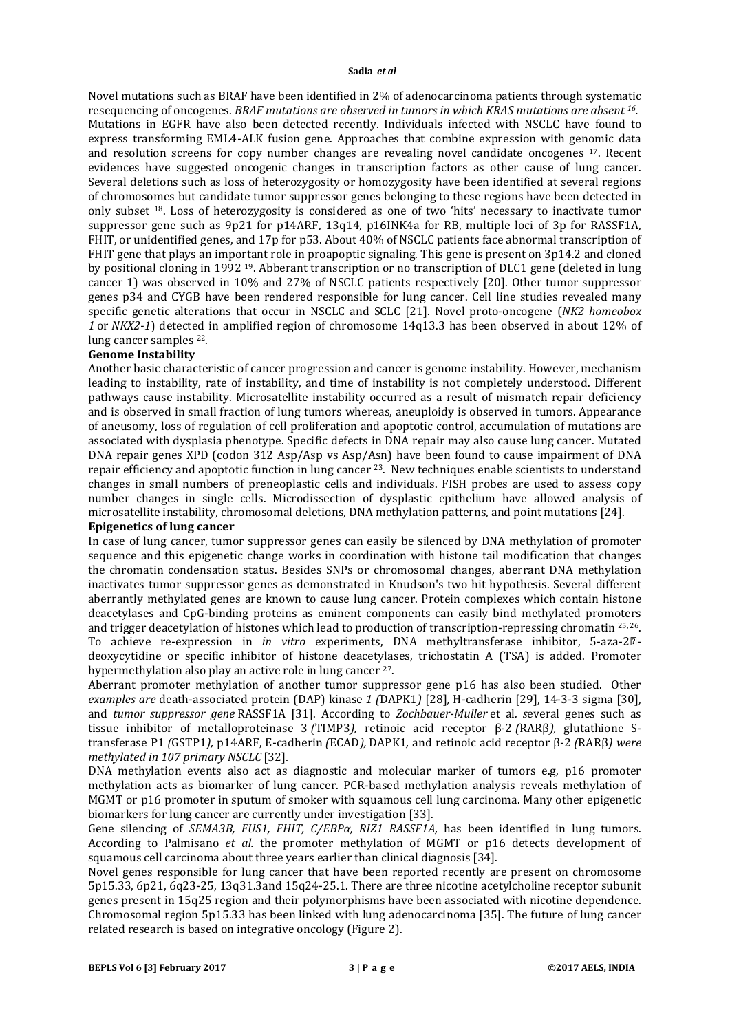Novel mutations such as BRAF have been identified in 2% of adenocarcinoma patients through systematic resequencing of oncogenes. *BRAF mutations are observed in tumors in which KRAS mutations are absent* [16]. Mutations in EGFR have also been detected recently. Individuals infected with NSCLC have found to express transforming EML4-ALK fusion gene. Approaches that combine expression with genomic data and resolution screens for copy number changes are revealing novel candidate oncogenes [17]. Recent evidences have suggested oncogenic changes in transcription factors as other cause of lung cancer. Several deletions such as loss of heterozygosity or homozygosity have been identified at several regions of chromosomes but candidate tumor suppressor genes belonging to these regions have been detected in only subset [18]. Loss of heterozygosity is considered as one of two 'hits' necessary to inactivate tumor suppressor gene such as 9p21 for p14ARF, 13q14, p16INK4a for RB, multiple loci of 3p for RASSF1A, FHIT, or unidentified genes, and 17p for p53. About 40% of NSCLC patients face abnormal transcription of FHIT gene that plays an important role in proapoptic signaling. This gene is present on 3p14.2 and cloned by positional cloning in 1992 [19]. Abberant transcription or no transcription of DLC1 gene (deleted in lung cancer 1) was observed in 10% and 27% of NSCLC patients respectively [20]. Other tumor suppressor genes p34 and CYGB have been rendered responsible for lung cancer. Cell line studies revealed many specific genetic alterations that occur in NSCLC and SCLC [21]. Novel proto-oncogene (*NK2 homeobox 1* or *NKX2-1*) detected in amplified region of chromosome 14q13.3 has been observed in about 12% of lung cancer samples [22].

**Genome Instability**

Another basic characteristic of cancer progression and cancer is genome instability. However, mechanism leading to instability, rate of instability, and time of instability is not completely understood. Different pathways cause instability. Microsatellite instability occurred as a result of mismatch repair deficiency and is observed in small fraction of lung tumors whereas, aneuploidy is observed in tumors. Appearance of aneusomy, loss of regulation of cell proliferation and apoptotic control, accumulation of mutations are associated with dysplasia phenotype. Specific defects in DNA repair may also cause lung cancer. Mutated DNA repair genes XPD (codon 312 Asp/Asp vs Asp/Asn) have been found to cause impairment of DNA repair efficiency and apoptotic function in lung cancer [23]. New techniques enable scientists to understand changes in small numbers of preneoplastic cells and individuals. FISH probes are used to assess copy number changes in single cells. Microdissection of dysplastic epithelium have allowed analysis of microsatellite instability, chromosomal deletions, DNA methylation patterns, and point mutations [24].

**Epigenetics of lung cancer**

In case of lung cancer, tumor suppressor genes can easily be silenced by DNA methylation of promoter sequence and this epigenetic change works in coordination with histone tail modification that changes the chromatin condensation status. Besides SNPs or chromosomal changes, aberrant DNA methylation inactivates tumor suppressor genes as demonstrated in Knudson's two hit hypothesis. Several different aberrantly methylated genes are known to cause lung cancer. Protein complexes which contain histone deacetylases and CpG-binding proteins as eminent components can easily bind methylated promoters and trigger deacetylation of histones which lead to production of transcription-repressing chromatin [25,26]. To achieve re-expression in *in vitro* experiments, DNA methyltransferase inhibitor, 5-aza-2′-deoxycytidine or specific inhibitor of histone deacetylases, trichostatin A (TSA) is added. Promoter hypermethylation also play an active role in lung cancer [27].

Aberrant promoter methylation of another tumor suppressor gene p16 has also been studied. Other *examples are* death-associated protein (DAP) kinase *1 (*DAPK1*)* [28]*,* H-cadherin [29], 14-3-3 sigma [30], and *tumor suppressor gene* RASSF1A [31]. According to *Zochbauer-Muller* et al*. s*everal genes such as tissue inhibitor of metalloproteinase 3 *(*TIMP3*),* retinoic acid receptor β-2 *(*RARβ*),* glutathione S-transferase P1 *(*GSTP1*),* p14ARF, E-cadherin *(*ECAD*),* DAPK1*,* and retinoic acid receptor β-2 *(*RARβ*) were methylated in 107 primary NSCLC* [32].

DNA methylation events also act as diagnostic and molecular marker of tumors e.g, p16 promoter methylation acts as biomarker of lung cancer. PCR-based methylation analysis reveals methylation of MGMT or p16 promoter in sputum of smoker with squamous cell lung carcinoma. Many other epigenetic biomarkers for lung cancer are currently under investigation [33].

Gene silencing of *SEMA3B, FUS1, FHIT, C/EBPα, RIZ1 RASSF1A,* has been identified in lung tumors. According to Palmisano *et al.* the promoter methylation of MGMT or p16 detects development of squamous cell carcinoma about three years earlier than clinical diagnosis [34].

Novel genes responsible for lung cancer that have been reported recently are present on chromosome 5p15.33, 6p21, 6q23-25, 13q31.3and 15q24-25.1. There are three nicotine acetylcholine receptor subunit genes present in 15q25 region and their polymorphisms have been associated with nicotine dependence. Chromosomal region 5p15.33 has been linked with lung adenocarcinoma [35]. The future of lung cancer related research is based on integrative oncology (Figure 2).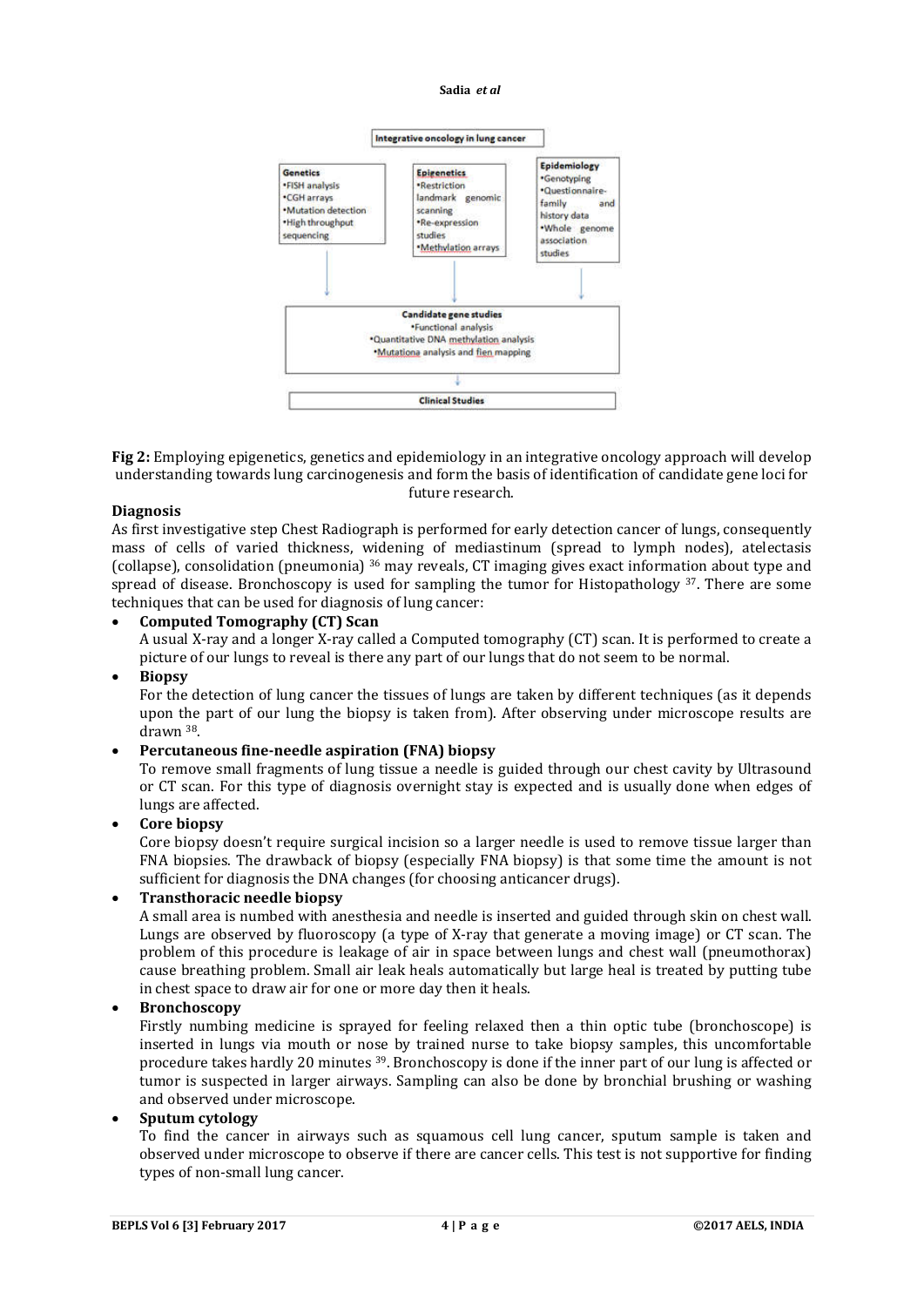Integrative oncology in lung cancer

**Genetics**
- FISH analysis
- CGH arrays
- Mutation detection
- High throughput sequencing

**Epigenetics**
- Restriction landmark genomic scanning
- Re-expression studies
- Methylation arrays

**Epidemiology**
- Genotyping
- Questionnaire-family and history data
- Whole genome association studies

**Candidate gene studies**
- Functional analysis
- Quantitative DNA methylation analysis
- Mutationa analysis and fien mapping

**Clinical Studies**

**Fig 2:** Employing epigenetics, genetics and epidemiology in an integrative oncology approach will develop understanding towards lung carcinogenesis and form the basis of identification of candidate gene loci for future research.

## Diagnosis

As first investigative step Chest Radiograph is performed for early detection cancer of lungs, consequently mass of cells of varied thickness, widening of mediastinum (spread to lymph nodes), atelectasis (collapse), consolidation (pneumonia) [36] may reveals, CT imaging gives exact information about type and spread of disease. Bronchoscopy is used for sampling the tumor for Histopathology [37]. There are some techniques that can be used for diagnosis of lung cancer:

- **Computed Tomography (CT) Scan**
  A usual X-ray and a longer X-ray called a Computed tomography (CT) scan. It is performed to create a picture of our lungs to reveal is there any part of our lungs that do not seem to be normal.
- **Biopsy**
  For the detection of lung cancer the tissues of lungs are taken by different techniques (as it depends upon the part of our lung the biopsy is taken from). After observing under microscope results are drawn [38].
- **Percutaneous fine-needle aspiration (FNA) biopsy**
  To remove small fragments of lung tissue a needle is guided through our chest cavity by Ultrasound or CT scan. For this type of diagnosis overnight stay is expected and is usually done when edges of lungs are affected.
- **Core biopsy**
  Core biopsy doesn't require surgical incision so a larger needle is used to remove tissue larger than FNA biopsies. The drawback of biopsy (especially FNA biopsy) is that some time the amount is not sufficient for diagnosis the DNA changes (for choosing anticancer drugs).
- **Transthoracic needle biopsy**
  A small area is numbed with anesthesia and needle is inserted and guided through skin on chest wall. Lungs are observed by fluoroscopy (a type of X-ray that generate a moving image) or CT scan. The problem of this procedure is leakage of air in space between lungs and chest wall (pneumothorax) cause breathing problem. Small air leak heals automatically but large heal is treated by putting tube in chest space to draw air for one or more day then it heals.
- **Bronchoscopy**
  Firstly numbing medicine is sprayed for feeling relaxed then a thin optic tube (bronchoscope) is inserted in lungs via mouth or nose by trained nurse to take biopsy samples, this uncomfortable procedure takes hardly 20 minutes [39]. Bronchoscopy is done if the inner part of our lung is affected or tumor is suspected in larger airways. Sampling can also be done by bronchial brushing or washing and observed under microscope.
- **Sputum cytology**
  To find the cancer in airways such as squamous cell lung cancer, sputum sample is taken and observed under microscope to observe if there are cancer cells. This test is not supportive for finding types of non-small lung cancer.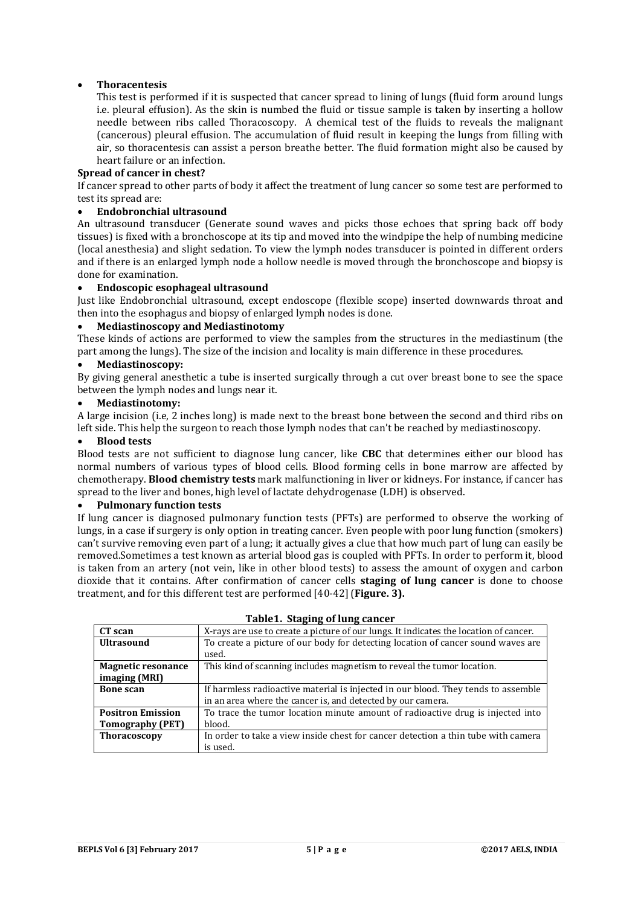- **Thoracentesis**

  This test is performed if it is suspected that cancer spread to lining of lungs (fluid form around lungs i.e. pleural effusion). As the skin is numbed the fluid or tissue sample is taken by inserting a hollow needle between ribs called Thoracoscopy. A chemical test of the fluids to reveals the malignant (cancerous) pleural effusion. The accumulation of fluid result in keeping the lungs from filling with air, so thoracentesis can assist a person breathe better. The fluid formation might also be caused by heart failure or an infection.

**Spread of cancer in chest?**

If cancer spread to other parts of body it affect the treatment of lung cancer so some test are performed to test its spread are:

- **Endobronchial ultrasound**

An ultrasound transducer (Generate sound waves and picks those echoes that spring back off body tissues) is fixed with a bronchoscope at its tip and moved into the windpipe the help of numbing medicine (local anesthesia) and slight sedation. To view the lymph nodes transducer is pointed in different orders and if there is an enlarged lymph node a hollow needle is moved through the bronchoscope and biopsy is done for examination.

- **Endoscopic esophageal ultrasound**

Just like Endobronchial ultrasound, except endoscope (flexible scope) inserted downwards throat and then into the esophagus and biopsy of enlarged lymph nodes is done.

- **Mediastinoscopy and Mediastinotomy**

These kinds of actions are performed to view the samples from the structures in the mediastinum (the part among the lungs). The size of the incision and locality is main difference in these procedures.

- **Mediastinoscopy:**

By giving general anesthetic a tube is inserted surgically through a cut over breast bone to see the space between the lymph nodes and lungs near it.

- **Mediastinotomy:**

A large incision (i.e, 2 inches long) is made next to the breast bone between the second and third ribs on left side. This help the surgeon to reach those lymph nodes that can't be reached by mediastinoscopy.

- **Blood tests**

Blood tests are not sufficient to diagnose lung cancer, like **CBC** that determines either our blood has normal numbers of various types of blood cells. Blood forming cells in bone marrow are affected by chemotherapy. **Blood chemistry tests** mark malfunctioning in liver or kidneys. For instance, if cancer has spread to the liver and bones, high level of lactate dehydrogenase (LDH) is observed.

- **Pulmonary function tests**

If lung cancer is diagnosed pulmonary function tests (PFTs) are performed to observe the working of lungs, in a case if surgery is only option in treating cancer. Even people with poor lung function (smokers) can't survive removing even part of a lung; it actually gives a clue that how much part of lung can easily be removed.Sometimes a test known as arterial blood gas is coupled with PFTs. In order to perform it, blood is taken from an artery (not vein, like in other blood tests) to assess the amount of oxygen and carbon dioxide that it contains. After confirmation of cancer cells **staging of lung cancer** is done to choose treatment, and for this different test are performed [40-42] (**Figure. 3).**

**Table1. Staging of lung cancer**

| | |
|---|---|
| **CT scan** | X-rays are use to create a picture of our lungs. It indicates the location of cancer. |
| **Ultrasound** | To create a picture of our body for detecting location of cancer sound waves are used. |
| **Magnetic resonance imaging (MRI)** | This kind of scanning includes magnetism to reveal the tumor location. |
| **Bone scan** | If harmless radioactive material is injected in our blood. They tends to assemble in an area where the cancer is, and detected by our camera. |
| **Positron Emission Tomography (PET)** | To trace the tumor location minute amount of radioactive drug is injected into blood. |
| **Thoracoscopy** | In order to take a view inside chest for cancer detection a thin tube with camera is used. |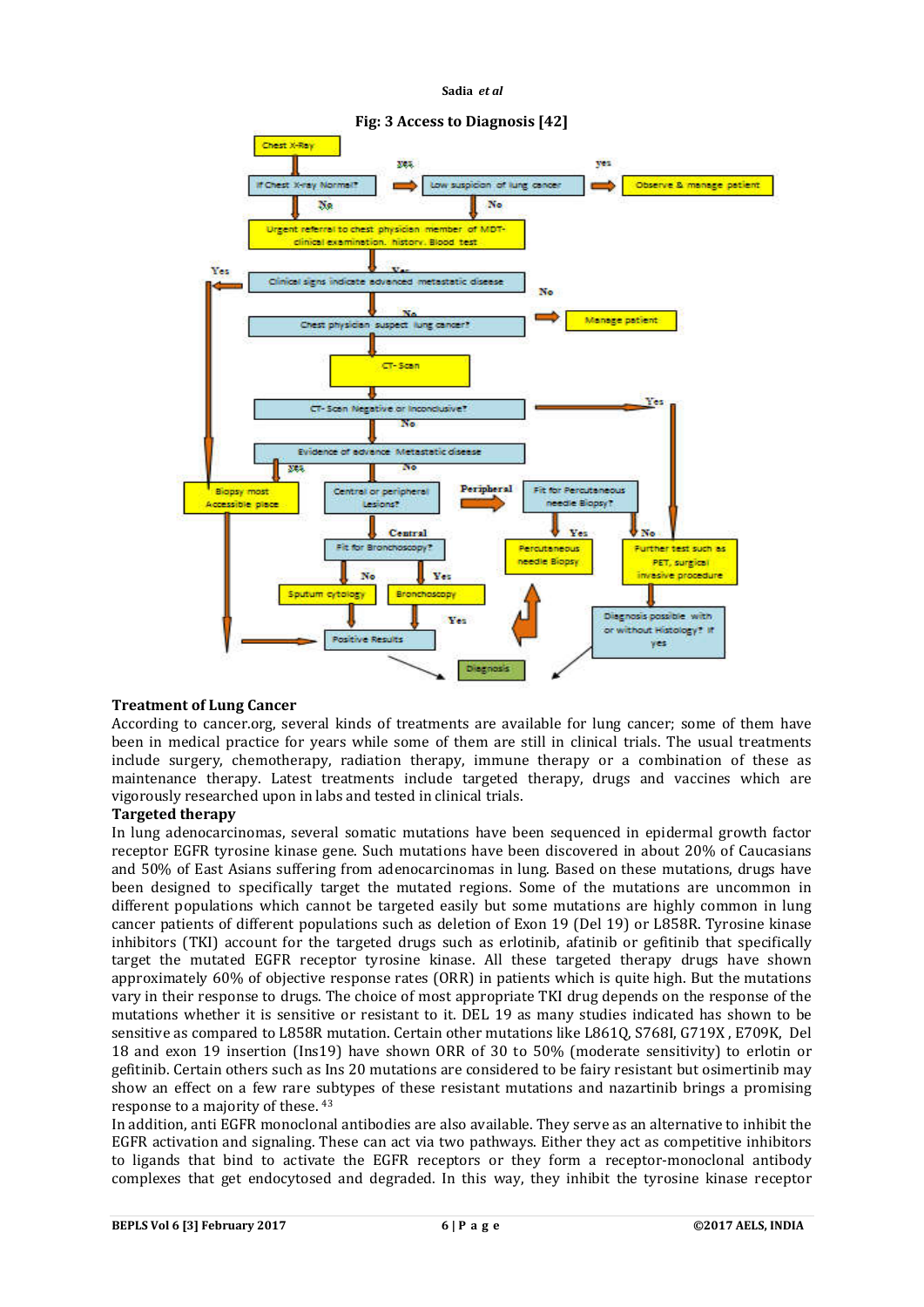**Fig: 3 Access to Diagnosis [42]**

- Chest X-Ray
- If Chest X-ray Normal? — yes → Low suspicion of lung cancer — yes → Observe & manage patient
- No → Urgent referral to chest physician member of MDT- clinical examination, history, Blood test
- Clinical signs indicate advanced metastatic disease — Yes → Biopsy most Accessible place
- Chest physician suspect lung cancer? — No → Manage patient
- CT- Scan
- CT- Scan Negative or Inconclusive? — Yes → Further test such as PET, surgical invasive procedure
- No → Evidence of advance Metastatic disease — yes → Biopsy most Accessible place
- No → Central or peripheral lesions?
- Peripheral → Fit for Percutaneous needle Biopsy? — Yes → Percutaneous needle Biopsy; No → Further test such as PET, surgical invasive procedure
- Central → Fit for Bronchoscopy? — No → Sputum cytology; Yes → Bronchoscopy
- Positive Results — Yes → Diagnosis
- Diagnosis possible with or without Histology? If yes → Diagnosis

## Treatment of Lung Cancer

According to cancer.org, several kinds of treatments are available for lung cancer; some of them have been in medical practice for years while some of them are still in clinical trials. The usual treatments include surgery, chemotherapy, radiation therapy, immune therapy or a combination of these as maintenance therapy. Latest treatments include targeted therapy, drugs and vaccines which are vigorously researched upon in labs and tested in clinical trials.

### Targeted therapy

In lung adenocarcinomas, several somatic mutations have been sequenced in epidermal growth factor receptor EGFR tyrosine kinase gene. Such mutations have been discovered in about 20% of Caucasians and 50% of East Asians suffering from adenocarcinomas in lung. Based on these mutations, drugs have been designed to specifically target the mutated regions. Some of the mutations are uncommon in different populations which cannot be targeted easily but some mutations are highly common in lung cancer patients of different populations such as deletion of Exon 19 (Del 19) or L858R. Tyrosine kinase inhibitors (TKI) account for the targeted drugs such as erlotinib, afatinib or gefitinib that specifically target the mutated EGFR receptor tyrosine kinase. All these targeted therapy drugs have shown approximately 60% of objective response rates (ORR) in patients which is quite high. But the mutations vary in their response to drugs. The choice of most appropriate TKI drug depends on the response of the mutations whether it is sensitive or resistant to it. DEL 19 as many studies indicated has shown to be sensitive as compared to L858R mutation. Certain other mutations like L861Q, S768I, G719X , E709K, Del 18 and exon 19 insertion (Ins19) have shown ORR of 30 to 50% (moderate sensitivity) to erlotin or gefitinib. Certain others such as Ins 20 mutations are considered to be fairy resistant but osimertinib may show an effect on a few rare subtypes of these resistant mutations and nazartinib brings a promising response to a majority of these. [43]

In addition, anti EGFR monoclonal antibodies are also available. They serve as an alternative to inhibit the EGFR activation and signaling. These can act via two pathways. Either they act as competitive inhibitors to ligands that bind to activate the EGFR receptors or they form a receptor-monoclonal antibody complexes that get endocytosed and degraded. In this way, they inhibit the tyrosine kinase receptor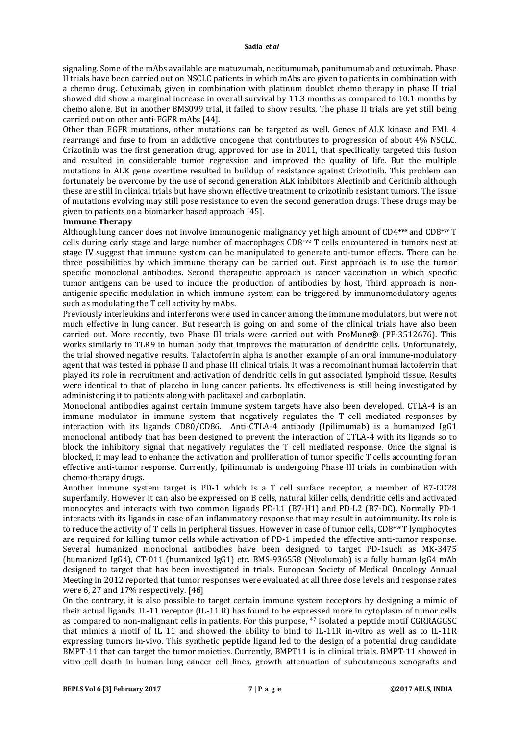signaling. Some of the mAbs available are matuzumab, necitumumab, panitumumab and cetuximab. Phase II trials have been carried out on NSCLC patients in which mAbs are given to patients in combination with a chemo drug. Cetuximab, given in combination with platinum doublet chemo therapy in phase II trial showed did show a marginal increase in overall survival by 11.3 months as compared to 10.1 months by chemo alone. But in another BMS099 trial, it failed to show results. The phase II trials are yet still being carried out on other anti-EGFR mAbs [44].

Other than EGFR mutations, other mutations can be targeted as well. Genes of ALK kinase and EML 4 rearrange and fuse to from an addictive oncogene that contributes to progression of about 4% NSCLC. Crizotinib was the first generation drug, approved for use in 2011, that specifically targeted this fusion and resulted in considerable tumor regression and improved the quality of life. But the multiple mutations in ALK gene overtime resulted in buildup of resistance against Crizotinib. This problem can fortunately be overcome by the use of second generation ALK inhibitors Alectinib and Ceritinib although these are still in clinical trials but have shown effective treatment to crizotinib resistant tumors. The issue of mutations evolving may still pose resistance to even the second generation drugs. These drugs may be given to patients on a biomarker based approach [45].

**Immune Therapy**

Although lung cancer does not involve immunogenic malignancy yet high amount of CD4**+ve** and CD8+ve T cells during early stage and large number of macrophages CD8+ve T cells encountered in tumors nest at stage IV suggest that immune system can be manipulated to generate anti-tumor effects. There can be three possibilities by which immune therapy can be carried out. First approach is to use the tumor specific monoclonal antibodies. Second therapeutic approach is cancer vaccination in which specific tumor antigens can be used to induce the production of antibodies by host, Third approach is non-antigenic specific modulation in which immune system can be triggered by immunomodulatory agents such as modulating the T cell activity by mAbs.

Previously interleukins and interferons were used in cancer among the immune modulators, but were not much effective in lung cancer. But research is going on and some of the clinical trials have also been carried out. More recently, two Phase III trials were carried out with ProMune® (PF-3512676). This works similarly to TLR9 in human body that improves the maturation of dendritic cells. Unfortunately, the trial showed negative results. Talactoferrin alpha is another example of an oral immune-modulatory agent that was tested in pphase II and phase III clinical trials. It was a recombinant human lactoferrin that played its role in recruitment and activation of dendritic cells in gut associated lymphoid tissue. Results were identical to that of placebo in lung cancer patients. Its effectiveness is still being investigated by administering it to patients along with paclitaxel and carboplatin.

Monoclonal antibodies against certain immune system targets have also been developed. CTLA-4 is an immune modulator in immune system that negatively regulates the T cell mediated responses by interaction with its ligands CD80/CD86. Anti-CTLA-4 antibody (Ipilimumab) is a humanized IgG1 monoclonal antibody that has been designed to prevent the interaction of CTLA-4 with its ligands so to block the inhibitory signal that negatively regulates the T cell mediated response. Once the signal is blocked, it may lead to enhance the activation and proliferation of tumor specific T cells accounting for an effective anti-tumor response. Currently, Ipilimumab is undergoing Phase III trials in combination with chemo-therapy drugs.

Another immune system target is PD-1 which is a T cell surface receptor, a member of B7-CD28 superfamily. However it can also be expressed on B cells, natural killer cells, dendritic cells and activated monocytes and interacts with two common ligands PD-L1 (B7-H1) and PD-L2 (B7-DC). Normally PD-1 interacts with its ligands in case of an inflammatory response that may result in autoimmunity. Its role is to reduce the activity of T cells in peripheral tissues. However in case of tumor cells, CD8+veT lymphocytes are required for killing tumor cells while activation of PD-1 impeded the effective anti-tumor response. Several humanized monoclonal antibodies have been designed to target PD-1such as MK-3475 (humanized IgG4), CT-011 (humanized IgG1) etc. BMS-936558 (Nivolumab) is a fully human IgG4 mAb designed to target that has been investigated in trials. European Society of Medical Oncology Annual Meeting in 2012 reported that tumor responses were evaluated at all three dose levels and response rates were 6, 27 and 17% respectively. [46]

On the contrary, it is also possible to target certain immune system receptors by designing a mimic of their actual ligands. IL-11 receptor (IL-11 R) has found to be expressed more in cytoplasm of tumor cells as compared to non-malignant cells in patients. For this purpose, [47] isolated a peptide motif CGRRAGGSC that mimics a motif of IL 11 and showed the ability to bind to IL-11R in-vitro as well as to IL-11R expressing tumors in-vivo. This synthetic peptide ligand led to the design of a potential drug candidate BMPT-11 that can target the tumor moieties. Currently, BMPT11 is in clinical trials. BMPT-11 showed in vitro cell death in human lung cancer cell lines, growth attenuation of subcutaneous xenografts and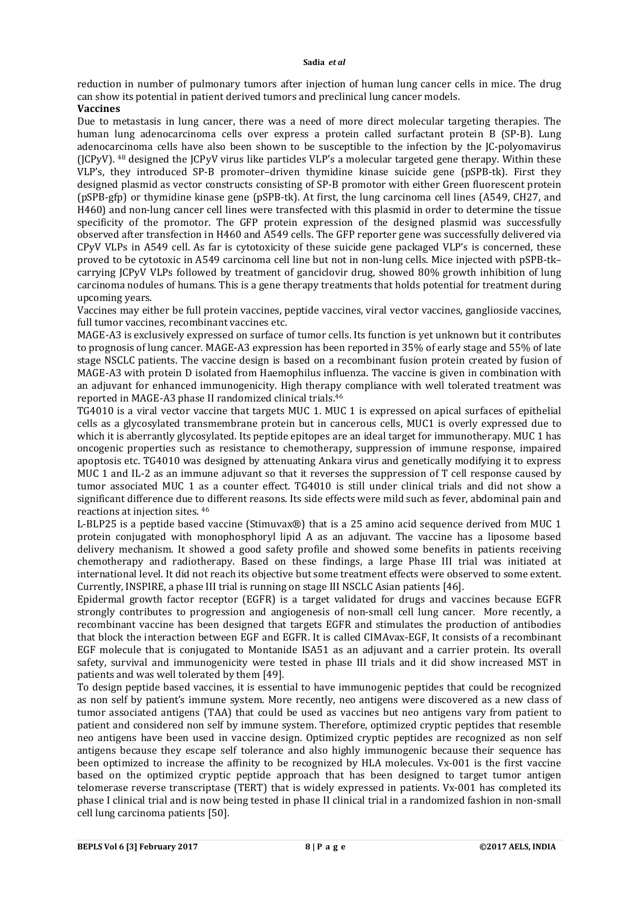reduction in number of pulmonary tumors after injection of human lung cancer cells in mice. The drug can show its potential in patient derived tumors and preclinical lung cancer models.

**Vaccines**

Due to metastasis in lung cancer, there was a need of more direct molecular targeting therapies. The human lung adenocarcinoma cells over express a protein called surfactant protein B (SP-B). Lung adenocarcinoma cells have also been shown to be susceptible to the infection by the JC-polyomavirus (JCPyV). [48] designed the JCPyV virus like particles VLP's a molecular targeted gene therapy. Within these VLP's, they introduced SP-B promoter–driven thymidine kinase suicide gene (pSPB-tk). First they designed plasmid as vector constructs consisting of SP-B promotor with either Green fluorescent protein (pSPB-gfp) or thymidine kinase gene (pSPB-tk). At first, the lung carcinoma cell lines (A549, CH27, and H460) and non-lung cancer cell lines were transfected with this plasmid in order to determine the tissue specificity of the promotor. The GFP protein expression of the designed plasmid was successfully observed after transfection in H460 and A549 cells. The GFP reporter gene was successfully delivered via CPyV VLPs in A549 cell. As far is cytotoxicity of these suicide gene packaged VLP's is concerned, these proved to be cytotoxic in A549 carcinoma cell line but not in non-lung cells. Mice injected with pSPB-tk–carrying JCPyV VLPs followed by treatment of ganciclovir drug, showed 80% growth inhibition of lung carcinoma nodules of humans. This is a gene therapy treatments that holds potential for treatment during upcoming years.

Vaccines may either be full protein vaccines, peptide vaccines, viral vector vaccines, ganglioside vaccines, full tumor vaccines, recombinant vaccines etc.

MAGE-A3 is exclusively expressed on surface of tumor cells. Its function is yet unknown but it contributes to prognosis of lung cancer. MAGE-A3 expression has been reported in 35% of early stage and 55% of late stage NSCLC patients. The vaccine design is based on a recombinant fusion protein created by fusion of MAGE-A3 with protein D isolated from Haemophilus influenza. The vaccine is given in combination with an adjuvant for enhanced immunogenicity. High therapy compliance with well tolerated treatment was reported in MAGE-A3 phase II randomized clinical trials.[46]

TG4010 is a viral vector vaccine that targets MUC 1. MUC 1 is expressed on apical surfaces of epithelial cells as a glycosylated transmembrane protein but in cancerous cells, MUC1 is overly expressed due to which it is aberrantly glycosylated. Its peptide epitopes are an ideal target for immunotherapy. MUC 1 has oncogenic properties such as resistance to chemotherapy, suppression of immune response, impaired apoptosis etc. TG4010 was designed by attenuating Ankara virus and genetically modifying it to express MUC 1 and IL-2 as an immune adjuvant so that it reverses the suppression of T cell response caused by tumor associated MUC 1 as a counter effect. TG4010 is still under clinical trials and did not show a significant difference due to different reasons. Its side effects were mild such as fever, abdominal pain and reactions at injection sites. [46]

L-BLP25 is a peptide based vaccine (Stimuvax®) that is a 25 amino acid sequence derived from MUC 1 protein conjugated with monophosphoryl lipid A as an adjuvant. The vaccine has a liposome based delivery mechanism. It showed a good safety profile and showed some benefits in patients receiving chemotherapy and radiotherapy. Based on these findings, a large Phase III trial was initiated at international level. It did not reach its objective but some treatment effects were observed to some extent. Currently, INSPIRE, a phase III trial is running on stage III NSCLC Asian patients [46].

Epidermal growth factor receptor (EGFR) is a target validated for drugs and vaccines because EGFR strongly contributes to progression and angiogenesis of non-small cell lung cancer. More recently, a recombinant vaccine has been designed that targets EGFR and stimulates the production of antibodies that block the interaction between EGF and EGFR. It is called CIMAvax-EGF, It consists of a recombinant EGF molecule that is conjugated to Montanide ISA51 as an adjuvant and a carrier protein. Its overall safety, survival and immunogenicity were tested in phase III trials and it did show increased MST in patients and was well tolerated by them [49].

To design peptide based vaccines, it is essential to have immunogenic peptides that could be recognized as non self by patient's immune system. More recently, neo antigens were discovered as a new class of tumor associated antigens (TAA) that could be used as vaccines but neo antigens vary from patient to patient and considered non self by immune system. Therefore, optimized cryptic peptides that resemble neo antigens have been used in vaccine design. Optimized cryptic peptides are recognized as non self antigens because they escape self tolerance and also highly immunogenic because their sequence has been optimized to increase the affinity to be recognized by HLA molecules. Vx-001 is the first vaccine based on the optimized cryptic peptide approach that has been designed to target tumor antigen telomerase reverse transcriptase (TERT) that is widely expressed in patients. Vx-001 has completed its phase I clinical trial and is now being tested in phase II clinical trial in a randomized fashion in non-small cell lung carcinoma patients [50].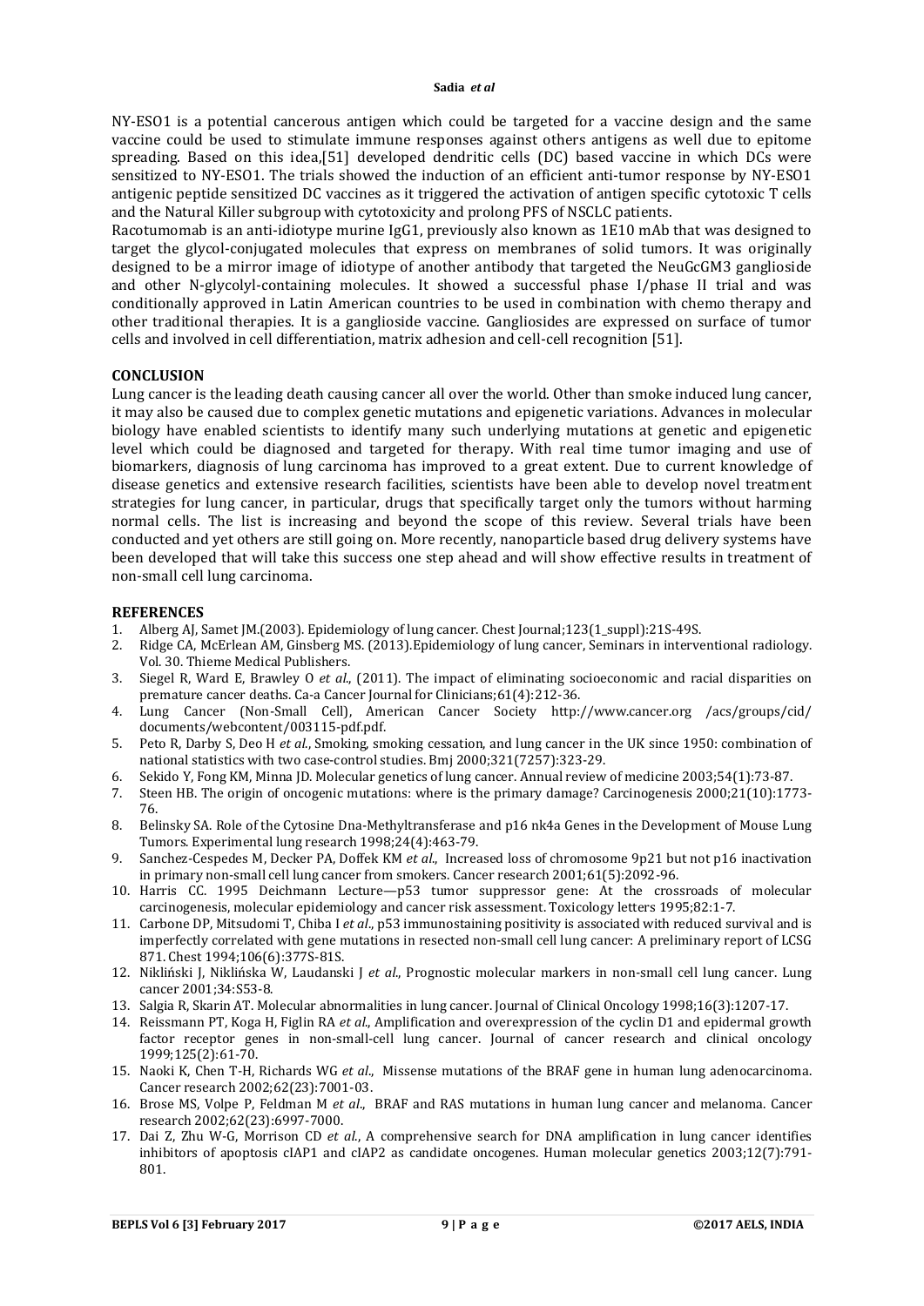NY-ESO1 is a potential cancerous antigen which could be targeted for a vaccine design and the same vaccine could be used to stimulate immune responses against others antigens as well due to epitome spreading. Based on this idea,[51] developed dendritic cells (DC) based vaccine in which DCs were sensitized to NY-ESO1. The trials showed the induction of an efficient anti-tumor response by NY-ESO1 antigenic peptide sensitized DC vaccines as it triggered the activation of antigen specific cytotoxic T cells and the Natural Killer subgroup with cytotoxicity and prolong PFS of NSCLC patients.

Racotumomab is an anti-idiotype murine IgG1, previously also known as 1E10 mAb that was designed to target the glycol-conjugated molecules that express on membranes of solid tumors. It was originally designed to be a mirror image of idiotype of another antibody that targeted the NeuGcGM3 ganglioside and other N-glycolyl-containing molecules. It showed a successful phase I/phase II trial and was conditionally approved in Latin American countries to be used in combination with chemo therapy and other traditional therapies. It is a ganglioside vaccine. Gangliosides are expressed on surface of tumor cells and involved in cell differentiation, matrix adhesion and cell-cell recognition [51].

## CONCLUSION

Lung cancer is the leading death causing cancer all over the world. Other than smoke induced lung cancer, it may also be caused due to complex genetic mutations and epigenetic variations. Advances in molecular biology have enabled scientists to identify many such underlying mutations at genetic and epigenetic level which could be diagnosed and targeted for therapy. With real time tumor imaging and use of biomarkers, diagnosis of lung carcinoma has improved to a great extent. Due to current knowledge of disease genetics and extensive research facilities, scientists have been able to develop novel treatment strategies for lung cancer, in particular, drugs that specifically target only the tumors without harming normal cells. The list is increasing and beyond the scope of this review. Several trials have been conducted and yet others are still going on. More recently, nanoparticle based drug delivery systems have been developed that will take this success one step ahead and will show effective results in treatment of non-small cell lung carcinoma.

## REFERENCES

1. Alberg AJ, Samet JM.(2003). Epidemiology of lung cancer. Chest Journal;123(1_suppl):21S-49S.
2. Ridge CA, McErlean AM, Ginsberg MS. (2013).Epidemiology of lung cancer, Seminars in interventional radiology. Vol. 30. Thieme Medical Publishers.
3. Siegel R, Ward E, Brawley O *et al*., (2011). The impact of eliminating socioeconomic and racial disparities on premature cancer deaths. Ca-a Cancer Journal for Clinicians;61(4):212-36.
4. Lung Cancer (Non-Small Cell), American Cancer Society http://www.cancer.org /acs/groups/cid/ documents/webcontent/003115-pdf.pdf.
5. Peto R, Darby S, Deo H *et al*., Smoking, smoking cessation, and lung cancer in the UK since 1950: combination of national statistics with two case-control studies. Bmj 2000;321(7257):323-29.
6. Sekido Y, Fong KM, Minna JD. Molecular genetics of lung cancer. Annual review of medicine 2003;54(1):73-87.
7. Steen HB. The origin of oncogenic mutations: where is the primary damage? Carcinogenesis 2000;21(10):1773-76.
8. Belinsky SA. Role of the Cytosine Dna-Methyltransferase and p16 nk4a Genes in the Development of Mouse Lung Tumors. Experimental lung research 1998;24(4):463-79.
9. Sanchez-Cespedes M, Decker PA, Doffek KM *et al*., Increased loss of chromosome 9p21 but not p16 inactivation in primary non-small cell lung cancer from smokers. Cancer research 2001;61(5):2092-96.
10. Harris CC. 1995 Deichmann Lecture—p53 tumor suppressor gene: At the crossroads of molecular carcinogenesis, molecular epidemiology and cancer risk assessment. Toxicology letters 1995;82:1-7.
11. Carbone DP, Mitsudomi T, Chiba I *et al*., p53 immunostaining positivity is associated with reduced survival and is imperfectly correlated with gene mutations in resected non-small cell lung cancer: A preliminary report of LCSG 871. Chest 1994;106(6):377S-81S.
12. Nikliński J, Niklińska W, Laudanski J *et al*., Prognostic molecular markers in non-small cell lung cancer. Lung cancer 2001;34:S53-8.
13. Salgia R, Skarin AT. Molecular abnormalities in lung cancer. Journal of Clinical Oncology 1998;16(3):1207-17.
14. Reissmann PT, Koga H, Figlin RA *et al*., Amplification and overexpression of the cyclin D1 and epidermal growth factor receptor genes in non-small-cell lung cancer. Journal of cancer research and clinical oncology 1999;125(2):61-70.
15. Naoki K, Chen T-H, Richards WG *et al*., Missense mutations of the BRAF gene in human lung adenocarcinoma. Cancer research 2002;62(23):7001-03.
16. Brose MS, Volpe P, Feldman M *et al*., BRAF and RAS mutations in human lung cancer and melanoma. Cancer research 2002;62(23):6997-7000.
17. Dai Z, Zhu W-G, Morrison CD *et al*., A comprehensive search for DNA amplification in lung cancer identifies inhibitors of apoptosis cIAP1 and cIAP2 as candidate oncogenes. Human molecular genetics 2003;12(7):791-801.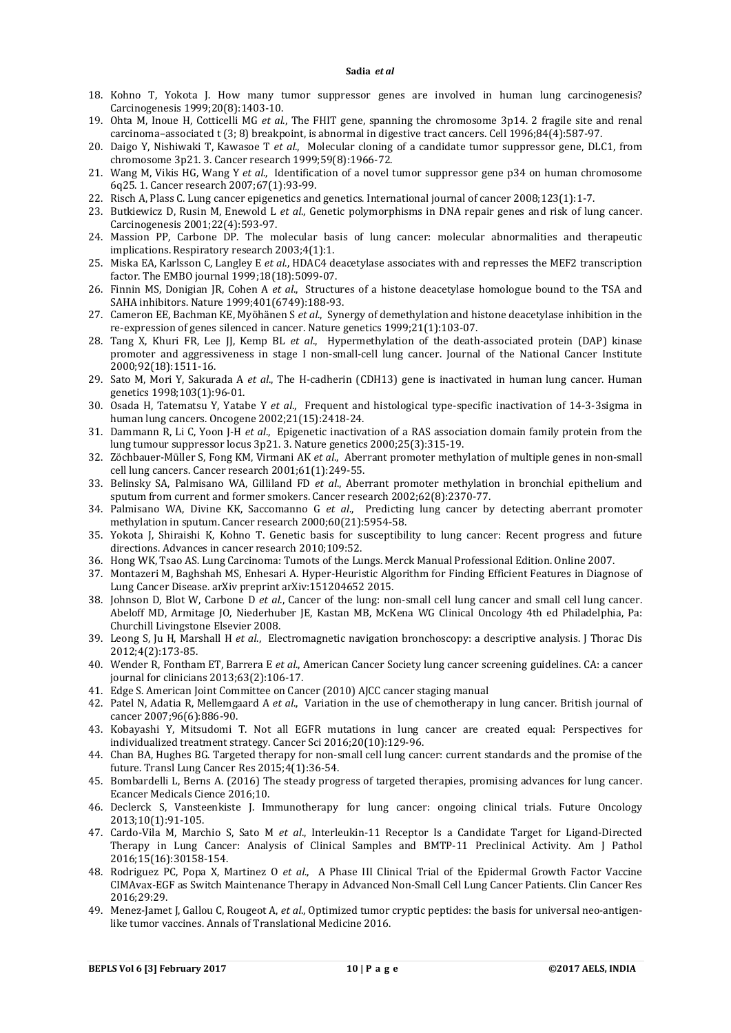18. Kohno T, Yokota J. How many tumor suppressor genes are involved in human lung carcinogenesis? Carcinogenesis 1999;20(8):1403-10.
19. Ohta M, Inoue H, Cotticelli MG *et al.*, The FHIT gene, spanning the chromosome 3p14. 2 fragile site and renal carcinoma–associated t (3; 8) breakpoint, is abnormal in digestive tract cancers. Cell 1996;84(4):587-97.
20. Daigo Y, Nishiwaki T, Kawasoe T *et al*., Molecular cloning of a candidate tumor suppressor gene, DLC1, from chromosome 3p21. 3. Cancer research 1999;59(8):1966-72.
21. Wang M, Vikis HG, Wang Y *et al*., Identification of a novel tumor suppressor gene p34 on human chromosome 6q25. 1. Cancer research 2007;67(1):93-99.
22. Risch A, Plass C. Lung cancer epigenetics and genetics. International journal of cancer 2008;123(1):1-7.
23. Butkiewicz D, Rusin M, Enewold L *et al*., Genetic polymorphisms in DNA repair genes and risk of lung cancer. Carcinogenesis 2001;22(4):593-97.
24. Massion PP, Carbone DP. The molecular basis of lung cancer: molecular abnormalities and therapeutic implications. Respiratory research 2003;4(1):1.
25. Miska EA, Karlsson C, Langley E *et al.*, HDAC4 deacetylase associates with and represses the MEF2 transcription factor. The EMBO journal 1999;18(18):5099-07.
26. Finnin MS, Donigian JR, Cohen A *et al*., Structures of a histone deacetylase homologue bound to the TSA and SAHA inhibitors. Nature 1999;401(6749):188-93.
27. Cameron EE, Bachman KE, Myöhänen S *et al*., Synergy of demethylation and histone deacetylase inhibition in the re-expression of genes silenced in cancer. Nature genetics 1999;21(1):103-07.
28. Tang X, Khuri FR, Lee JJ, Kemp BL *et al*., Hypermethylation of the death-associated protein (DAP) kinase promoter and aggressiveness in stage I non-small-cell lung cancer. Journal of the National Cancer Institute 2000;92(18):1511-16.
29. Sato M, Mori Y, Sakurada A *et al*., The H-cadherin (CDH13) gene is inactivated in human lung cancer. Human genetics 1998;103(1):96-01.
30. Osada H, Tatematsu Y, Yatabe Y *et al*., Frequent and histological type-specific inactivation of 14-3-3sigma in human lung cancers. Oncogene 2002;21(15):2418-24.
31. Dammann R, Li C, Yoon J-H *et al*., Epigenetic inactivation of a RAS association domain family protein from the lung tumour suppressor locus 3p21. 3. Nature genetics 2000;25(3):315-19.
32. Zöchbauer-Müller S, Fong KM, Virmani AK *et al*., Aberrant promoter methylation of multiple genes in non-small cell lung cancers. Cancer research 2001;61(1):249-55.
33. Belinsky SA, Palmisano WA, Gilliland FD *et al*., Aberrant promoter methylation in bronchial epithelium and sputum from current and former smokers. Cancer research 2002;62(8):2370-77.
34. Palmisano WA, Divine KK, Saccomanno G *et al*., Predicting lung cancer by detecting aberrant promoter methylation in sputum. Cancer research 2000;60(21):5954-58.
35. Yokota J, Shiraishi K, Kohno T. Genetic basis for susceptibility to lung cancer: Recent progress and future directions. Advances in cancer research 2010;109:52.
36. Hong WK, Tsao AS. Lung Carcinoma: Tumots of the Lungs. Merck Manual Professional Edition. Online 2007.
37. Montazeri M, Baghshah MS, Enhesari A. Hyper-Heuristic Algorithm for Finding Efficient Features in Diagnose of Lung Cancer Disease. arXiv preprint arXiv:151204652 2015.
38. Johnson D, Blot W, Carbone D *et al*., Cancer of the lung: non-small cell lung cancer and small cell lung cancer. Abeloff MD, Armitage JO, Niederhuber JE, Kastan MB, McKena WG Clinical Oncology 4th ed Philadelphia, Pa: Churchill Livingstone Elsevier 2008.
39. Leong S, Ju H, Marshall H *et al.*, Electromagnetic navigation bronchoscopy: a descriptive analysis. J Thorac Dis 2012;4(2):173-85.
40. Wender R, Fontham ET, Barrera E *et al*., American Cancer Society lung cancer screening guidelines. CA: a cancer journal for clinicians 2013;63(2):106-17.
41. Edge S. American Joint Committee on Cancer (2010) AJCC cancer staging manual
42. Patel N, Adatia R, Mellemgaard A *et al*., Variation in the use of chemotherapy in lung cancer. British journal of cancer 2007;96(6):886-90.
43. Kobayashi Y, Mitsudomi T. Not all EGFR mutations in lung cancer are created equal: Perspectives for individualized treatment strategy. Cancer Sci 2016;20(10):129-96.
44. Chan BA, Hughes BG. Targeted therapy for non-small cell lung cancer: current standards and the promise of the future. Transl Lung Cancer Res 2015;4(1):36-54.
45. Bombardelli L, Berns A. (2016) The steady progress of targeted therapies, promising advances for lung cancer. Ecancer Medicals Cience 2016;10.
46. Declerck S, Vansteenkiste J. Immunotherapy for lung cancer: ongoing clinical trials. Future Oncology 2013;10(1):91-105.
47. Cardo-Vila M, Marchio S, Sato M *et al*., Interleukin-11 Receptor Is a Candidate Target for Ligand-Directed Therapy in Lung Cancer: Analysis of Clinical Samples and BMTP-11 Preclinical Activity. Am J Pathol 2016;15(16):30158-154.
48. Rodriguez PC, Popa X, Martinez O *et al*., A Phase III Clinical Trial of the Epidermal Growth Factor Vaccine CIMAvax-EGF as Switch Maintenance Therapy in Advanced Non-Small Cell Lung Cancer Patients. Clin Cancer Res 2016;29:29.
49. Menez-Jamet J, Gallou C, Rougeot A, *et al*., Optimized tumor cryptic peptides: the basis for universal neo-antigen-like tumor vaccines. Annals of Translational Medicine 2016.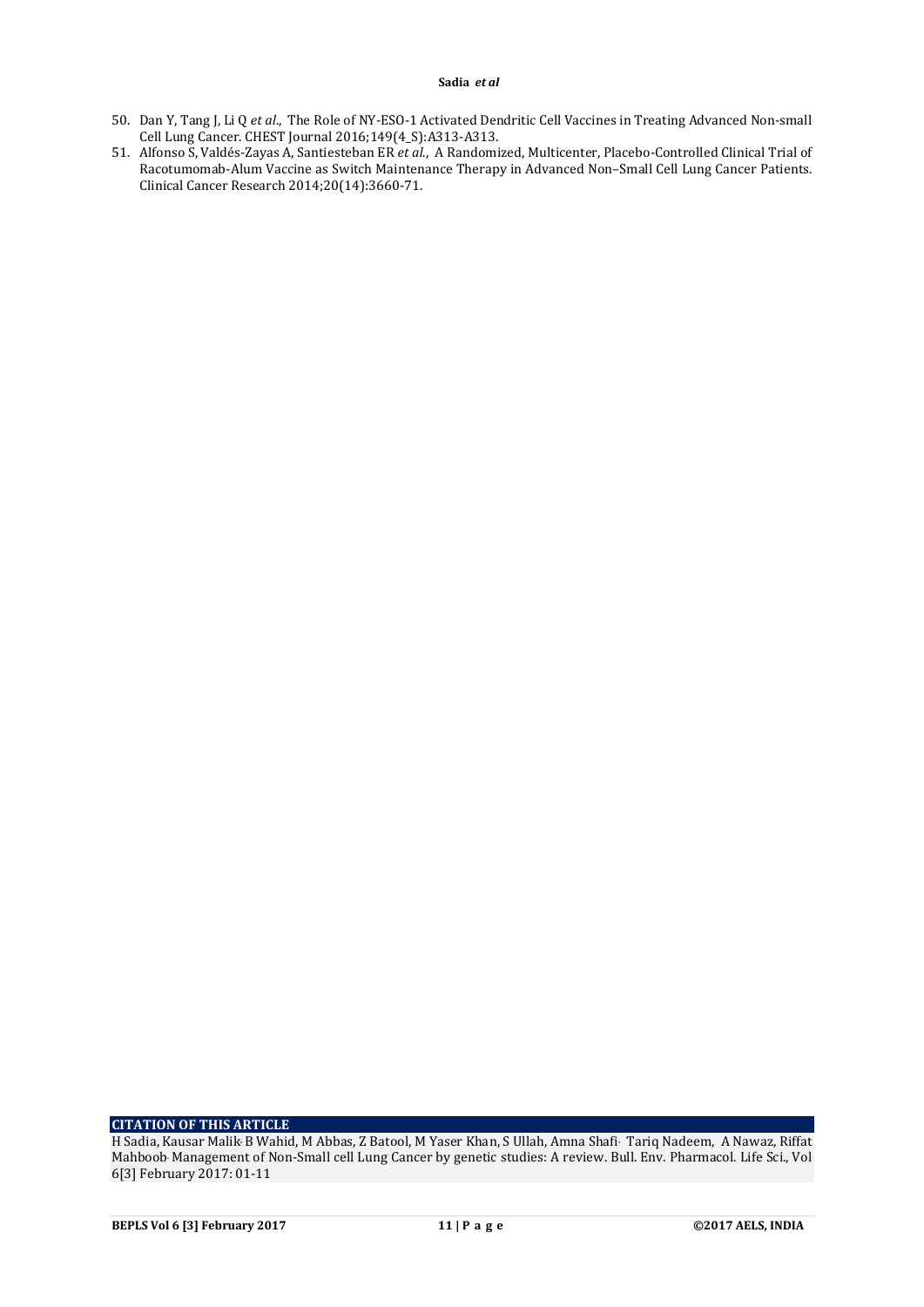50. Dan Y, Tang J, Li Q *et al*., The Role of NY-ESO-1 Activated Dendritic Cell Vaccines in Treating Advanced Non-small Cell Lung Cancer. CHEST Journal 2016;149(4_S):A313-A313.
51. Alfonso S, Valdés-Zayas A, Santiesteban ER *et al.*, A Randomized, Multicenter, Placebo-Controlled Clinical Trial of Racotumomab-Alum Vaccine as Switch Maintenance Therapy in Advanced Non–Small Cell Lung Cancer Patients. Clinical Cancer Research 2014;20(14):3660-71.

**CITATION OF THIS ARTICLE**

H Sadia, Kausar Malik, B Wahid, M Abbas, Z Batool, M Yaser Khan, S Ullah, Amna Shafi, Tariq Nadeem, A Nawaz, Riffat Mahboob. Management of Non-Small cell Lung Cancer by genetic studies: A review. Bull. Env. Pharmacol. Life Sci., Vol 6[3] February 2017: 01-11